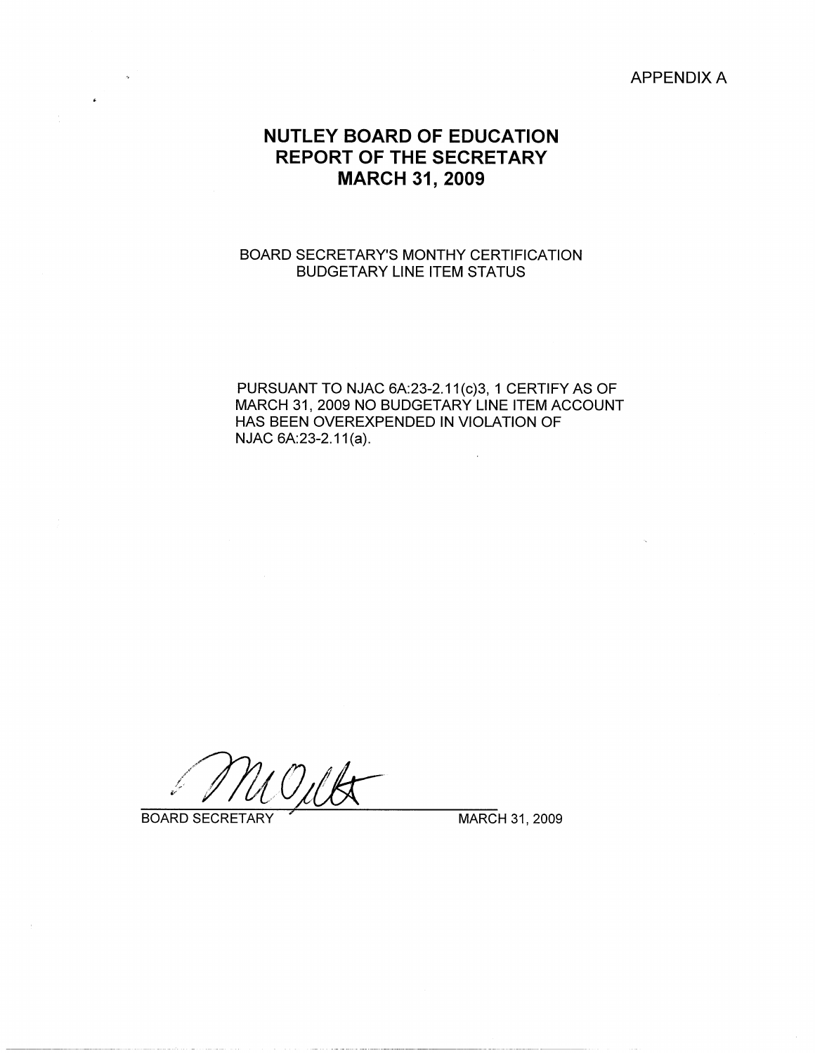APPENDIX A

# NUTLEY BOARD OF EDUCATION
# REPORT OF THE SECRETARY
# MARCH 31, 2009

BOARD SECRETARY'S MONTHY CERTIFICATION
BUDGETARY LINE ITEM STATUS

PURSUANT TO NJAC 6A:23-2.11(c)3, 1 CERTIFY AS OF MARCH 31, 2009 NO BUDGETARY LINE ITEM ACCOUNT HAS BEEN OVEREXPENDED IN VIOLATION OF NJAC 6A:23-2.11(a).

BOARD SECRETARY MARCH 31, 2009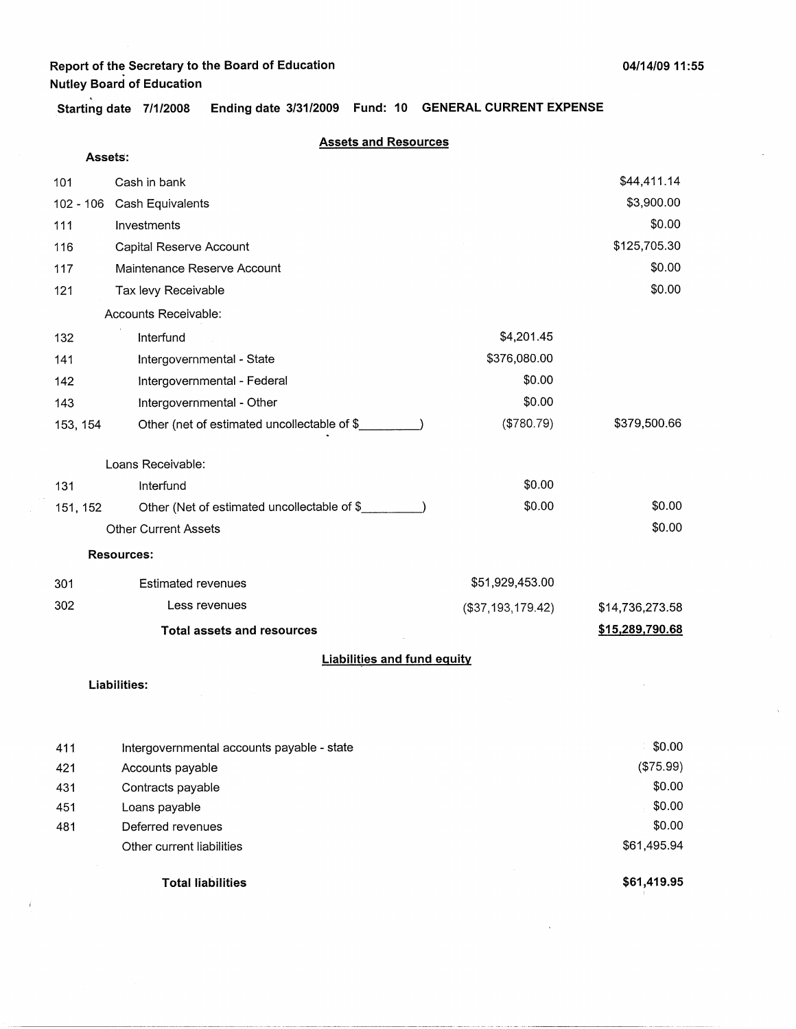**Report of the Secretary to the Board of Education**
**Nutley Board of Education**

04/14/09 11:55

**Starting date 7/1/2008 Ending date 3/31/2009 Fund: 10 GENERAL CURRENT EXPENSE**

## Assets and Resources

**Assets:**

| | | | |
|---|---|---|---|
| 101 | Cash in bank | | $44,411.14 |
| 102 - 106 | Cash Equivalents | | $3,900.00 |
| 111 | Investments | | $0.00 |
| 116 | Capital Reserve Account | | $125,705.30 |
| 117 | Maintenance Reserve Account | | $0.00 |
| 121 | Tax levy Receivable | | $0.00 |
| | Accounts Receivable: | | |
| 132 | Interfund | $4,201.45 | |
| 141 | Intergovernmental - State | $376,080.00 | |
| 142 | Intergovernmental - Federal | $0.00 | |
| 143 | Intergovernmental - Other | $0.00 | |
| 153, 154 | Other (net of estimated uncollectable of $________) | ($780.79) | $379,500.66 |
| | Loans Receivable: | | |
| 131 | Interfund | $0.00 | |
| 151, 152 | Other (Net of estimated uncollectable of $________) | $0.00 | $0.00 |
| | Other Current Assets | | $0.00 |

**Resources:**

| | | | |
|---|---|---|---|
| 301 | Estimated revenues | $51,929,453.00 | |
| 302 | Less revenues | ($37,193,179.42) | $14,736,273.58 |
| | **Total assets and resources** | | **$15,289,790.68** |

## Liabilities and fund equity

**Liabilities:**

| | | |
|---|---|---|
| 411 | Intergovernmental accounts payable - state | $0.00 |
| 421 | Accounts payable | ($75.99) |
| 431 | Contracts payable | $0.00 |
| 451 | Loans payable | $0.00 |
| 481 | Deferred revenues | $0.00 |
| | Other current liabilities | $61,495.94 |
| | **Total liabilities** | **$61,419.95** |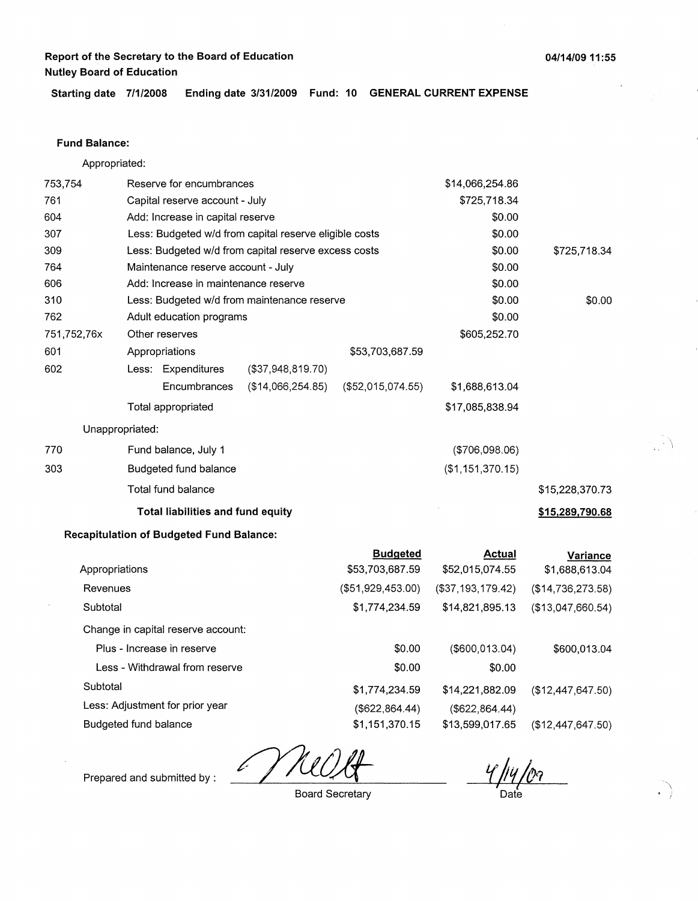**Report of the Secretary to the Board of Education**
**Nutley Board of Education**

04/14/09 11:55

**Starting date 7/1/2008 Ending date 3/31/2009 Fund: 10 GENERAL CURRENT EXPENSE**

**Fund Balance:**

Appropriated:

| Code | Description | | | | | |
|---|---|---|---|---|---|---|
| 753,754 | Reserve for encumbrances | | | | $14,066,254.86 | |
| 761 | Capital reserve account - July | | | | $725,718.34 | |
| 604 | Add: Increase in capital reserve | | | | $0.00 | |
| 307 | Less: Budgeted w/d from capital reserve eligible costs | | | | $0.00 | |
| 309 | Less: Budgeted w/d from capital reserve excess costs | | | | $0.00 | $725,718.34 |
| 764 | Maintenance reserve account - July | | | | $0.00 | |
| 606 | Add: Increase in maintenance reserve | | | | $0.00 | |
| 310 | Less: Budgeted w/d from maintenance reserve | | | | $0.00 | $0.00 |
| 762 | Adult education programs | | | | $0.00 | |
| 751,752,76x | Other reserves | | | | $605,252.70 | |
| 601 | Appropriations | | | $53,703,687.59 | | |
| 602 | Less: | Expenditures | ($37,948,819.70) | | | |
| | | Encumbrances | ($14,066,254.85) | ($52,015,074.55) | $1,688,613.04 | |
| | Total appropriated | | | | $17,085,838.94 | |

Unappropriated:

| Code | Description | | |
|---|---|---|---|
| 770 | Fund balance, July 1 | ($706,098.06) | |
| 303 | Budgeted fund balance | ($1,151,370.15) | |
| | Total fund balance | | $15,228,370.73 |
| | **Total liabilities and fund equity** | | **$15,289,790.68** |

**Recapitulation of Budgeted Fund Balance:**

| | Budgeted | Actual | Variance |
|---|---|---|---|
| Appropriations | $53,703,687.59 | $52,015,074.55 | $1,688,613.04 |
| Revenues | ($51,929,453.00) | ($37,193,179.42) | ($14,736,273.58) |
| Subtotal | $1,774,234.59 | $14,821,895.13 | ($13,047,660.54) |
| Change in capital reserve account: | | | |
| Plus - Increase in reserve | $0.00 | ($600,013.04) | $600,013.04 |
| Less - Withdrawal from reserve | $0.00 | $0.00 | |
| Subtotal | $1,774,234.59 | $14,221,882.09 | ($12,447,647.50) |
| Less: Adjustment for prior year | ($622,864.44) | ($622,864.44) | |
| Budgeted fund balance | $1,151,370.15 | $13,599,017.65 | ($12,447,647.50) |

Prepared and submitted by : _________________ Board Secretary

4/14/09
Date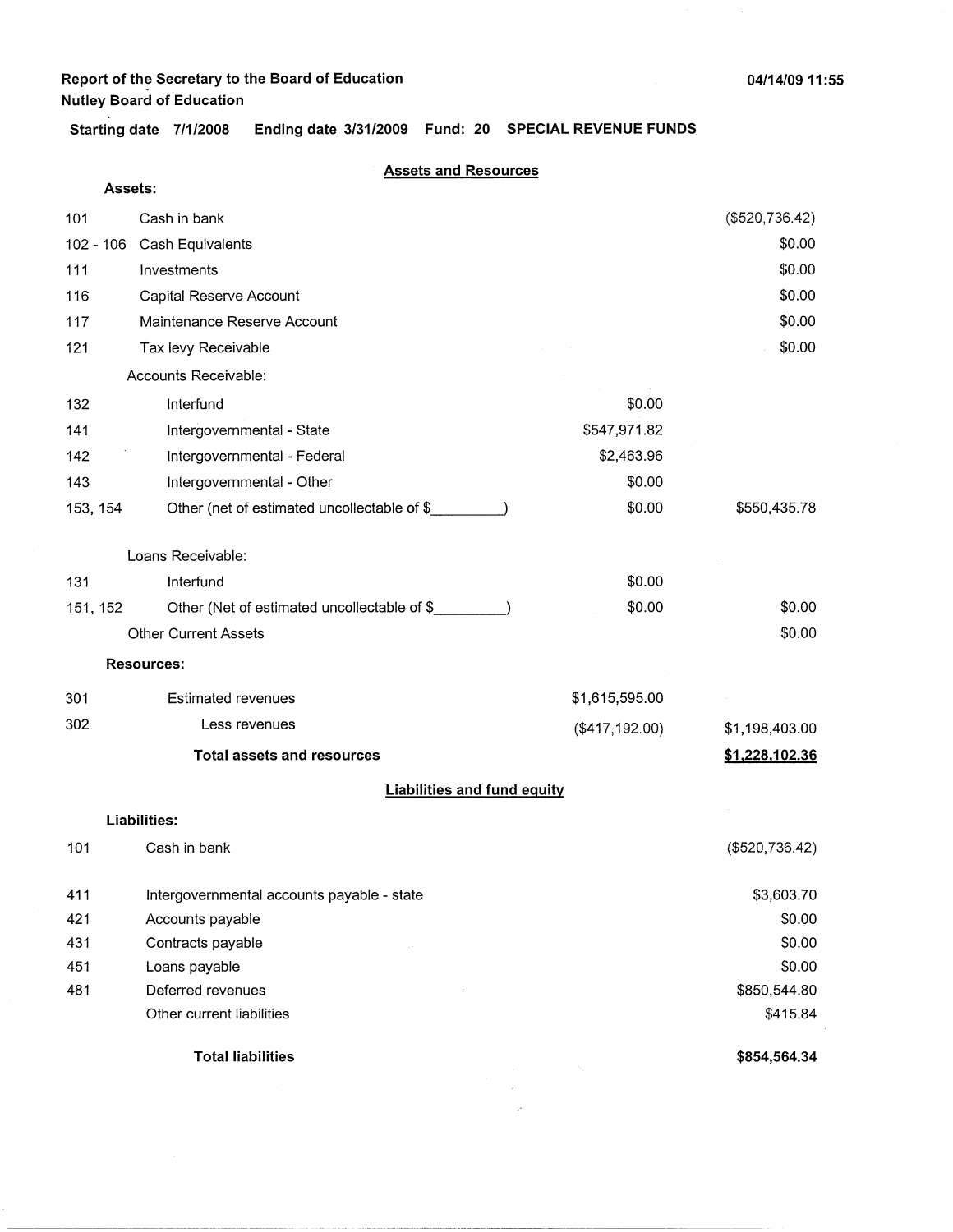**Report of the Secretary to the Board of Education**
**Nutley Board of Education**

04/14/09 11:55

**Starting date 7/1/2008 Ending date 3/31/2009 Fund: 20 SPECIAL REVENUE FUNDS**

## Assets and Resources

| Code | Description | | Amount |
|---|---|---|---|
| | **Assets:** | | |
| 101 | Cash in bank | | ($520,736.42) |
| 102 - 106 | Cash Equivalents | | $0.00 |
| 111 | Investments | | $0.00 |
| 116 | Capital Reserve Account | | $0.00 |
| 117 | Maintenance Reserve Account | | $0.00 |
| 121 | Tax levy Receivable | | $0.00 |
| | Accounts Receivable: | | |
| 132 | Interfund | $0.00 | |
| 141 | Intergovernmental - State | $547,971.82 | |
| 142 | Intergovernmental - Federal | $2,463.96 | |
| 143 | Intergovernmental - Other | $0.00 | |
| 153, 154 | Other (net of estimated uncollectable of $_________) | $0.00 | $550,435.78 |
| | Loans Receivable: | | |
| 131 | Interfund | $0.00 | |
| 151, 152 | Other (Net of estimated uncollectable of $_________) | $0.00 | $0.00 |
| | Other Current Assets | | $0.00 |
| | **Resources:** | | |
| 301 | Estimated revenues | $1,615,595.00 | |
| 302 | Less revenues | ($417,192.00) | $1,198,403.00 |
| | **Total assets and resources** | | **$1,228,102.36** |

## Liabilities and fund equity

| Code | Description | Amount |
|---|---|---|
| | **Liabilities:** | |
| 101 | Cash in bank | ($520,736.42) |
| 411 | Intergovernmental accounts payable - state | $3,603.70 |
| 421 | Accounts payable | $0.00 |
| 431 | Contracts payable | $0.00 |
| 451 | Loans payable | $0.00 |
| 481 | Deferred revenues | $850,544.80 |
| | Other current liabilities | $415.84 |
| | **Total liabilities** | **$854,564.34** |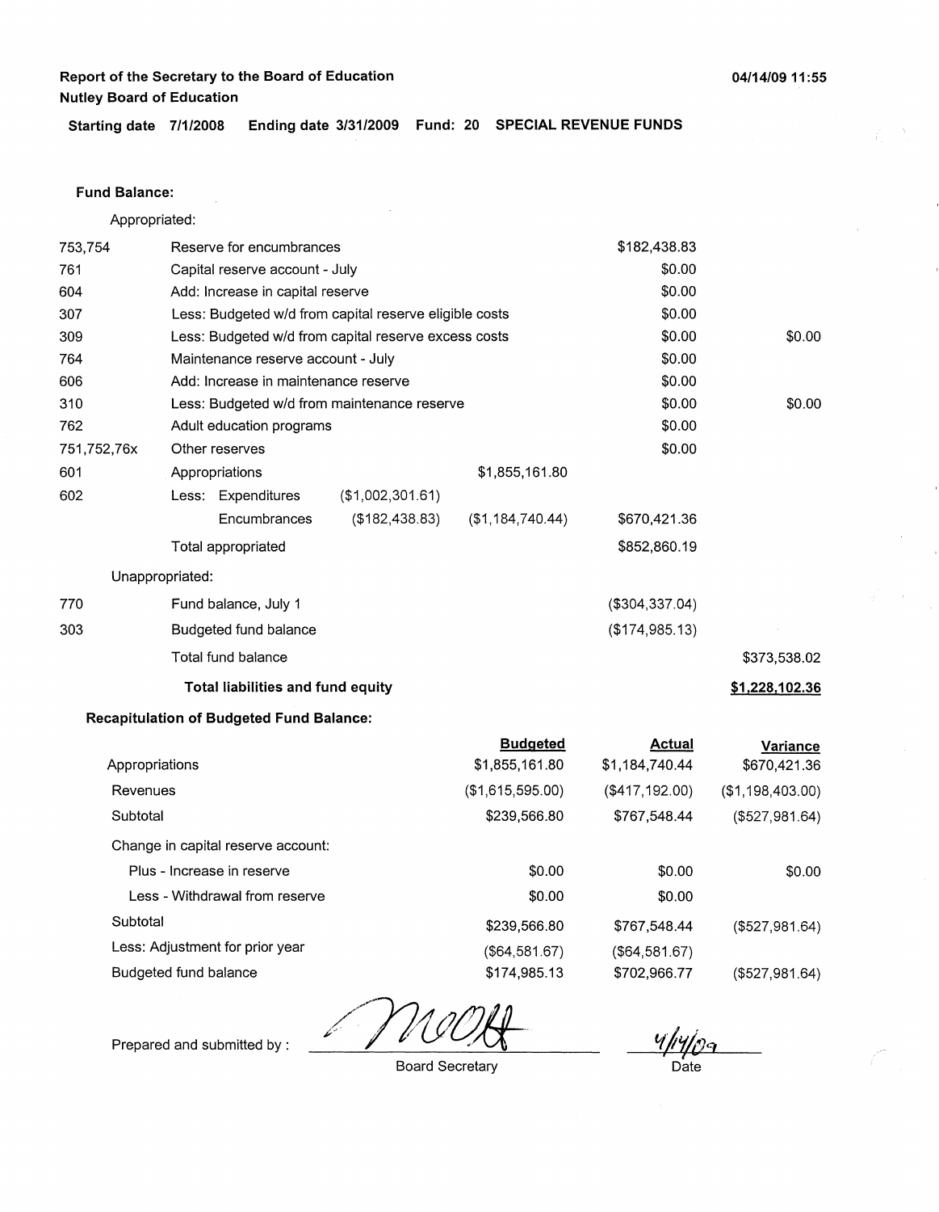**Report of the Secretary to the Board of Education**
**Nutley Board of Education**

04/14/09 11:55

**Starting date 7/1/2008 Ending date 3/31/2009 Fund: 20 SPECIAL REVENUE FUNDS**

**Fund Balance:**

Appropriated:

| | | | | | |
|---|---|---|---|---|---|
| 753,754 | Reserve for encumbrances | | | $182,438.83 | |
| 761 | Capital reserve account - July | | | $0.00 | |
| 604 | Add: Increase in capital reserve | | | $0.00 | |
| 307 | Less: Budgeted w/d from capital reserve eligible costs | | | $0.00 | |
| 309 | Less: Budgeted w/d from capital reserve excess costs | | | $0.00 | $0.00 |
| 764 | Maintenance reserve account - July | | | $0.00 | |
| 606 | Add: Increase in maintenance reserve | | | $0.00 | |
| 310 | Less: Budgeted w/d from maintenance reserve | | | $0.00 | $0.00 |
| 762 | Adult education programs | | | $0.00 | |
| 751,752,76x | Other reserves | | | $0.00 | |
| 601 | Appropriations | | $1,855,161.80 | | |
| 602 | Less: Expenditures | ($1,002,301.61) | | | |
| | Encumbrances | ($182,438.83) | ($1,184,740.44) | $670,421.36 | |
| | Total appropriated | | | $852,860.19 | |

Unappropriated:

| | | | |
|---|---|---|---|
| 770 | Fund balance, July 1 | ($304,337.04) | |
| 303 | Budgeted fund balance | ($174,985.13) | |
| | Total fund balance | | $373,538.02 |
| | **Total liabilities and fund equity** | | **$1,228,102.36** |

**Recapitulation of Budgeted Fund Balance:**

| | Budgeted | Actual | Variance |
|---|---|---|---|
| Appropriations | $1,855,161.80 | $1,184,740.44 | $670,421.36 |
| Revenues | ($1,615,595.00) | ($417,192.00) | ($1,198,403.00) |
| Subtotal | $239,566.80 | $767,548.44 | ($527,981.64) |
| Change in capital reserve account: | | | |
| Plus - Increase in reserve | $0.00 | $0.00 | $0.00 |
| Less - Withdrawal from reserve | $0.00 | $0.00 | |
| Subtotal | $239,566.80 | $767,548.44 | ($527,981.64) |
| Less: Adjustment for prior year | ($64,581.67) | ($64,581.67) | |
| Budgeted fund balance | $174,985.13 | $702,966.77 | ($527,981.64) |

Prepared and submitted by : _______________ Board Secretary    4/14/09 Date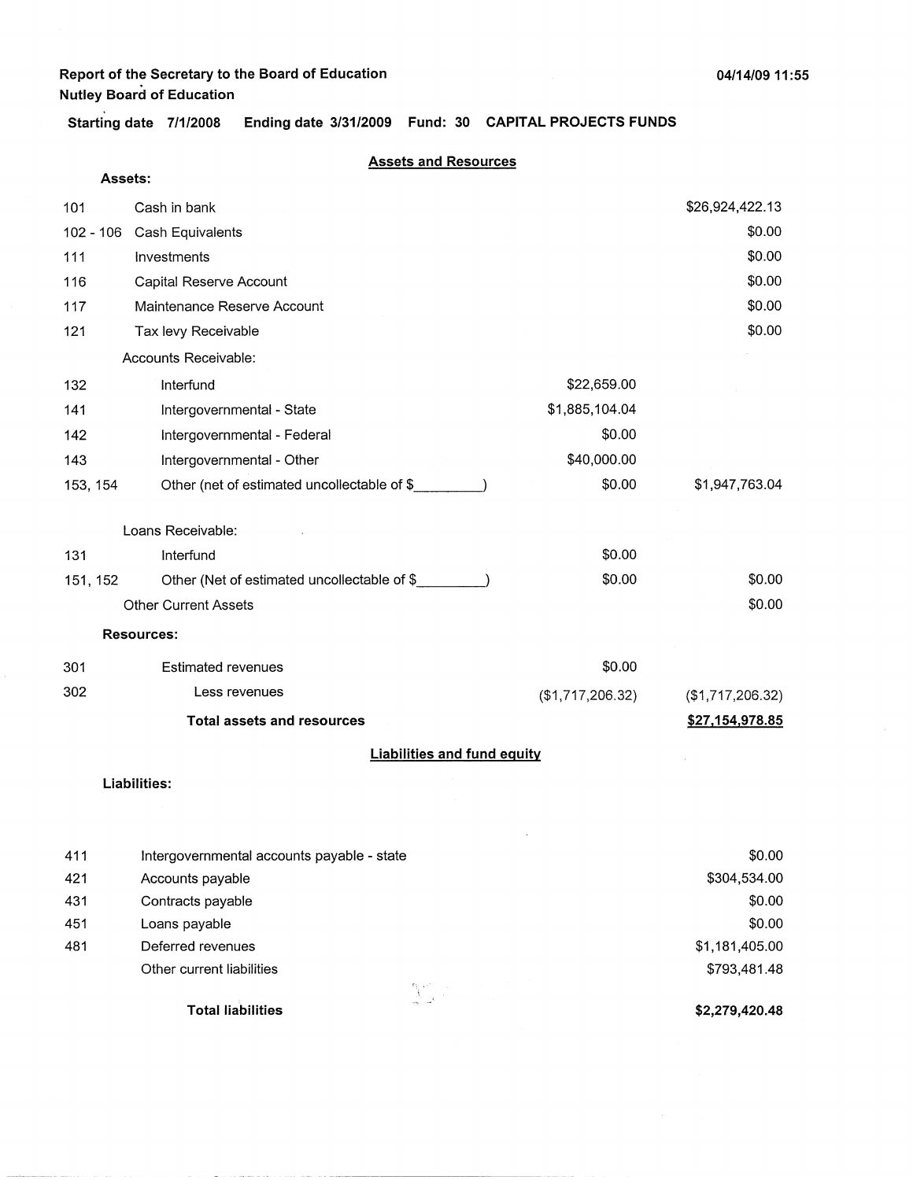**Report of the Secretary to the Board of Education**
**Nutley Board of Education**

04/14/09 11:55

**Starting date 7/1/2008 Ending date 3/31/2009 Fund: 30 CAPITAL PROJECTS FUNDS**

## Assets and Resources

**Assets:**

| Code | Description | | Amount |
|---|---|---|---|
| 101 | Cash in bank | | $26,924,422.13 |
| 102 - 106 | Cash Equivalents | | $0.00 |
| 111 | Investments | | $0.00 |
| 116 | Capital Reserve Account | | $0.00 |
| 117 | Maintenance Reserve Account | | $0.00 |
| 121 | Tax levy Receivable | | $0.00 |
| | Accounts Receivable: | | |
| 132 | Interfund | $22,659.00 | |
| 141 | Intergovernmental - State | $1,885,104.04 | |
| 142 | Intergovernmental - Federal | $0.00 | |
| 143 | Intergovernmental - Other | $40,000.00 | |
| 153, 154 | Other (net of estimated uncollectable of $_________) | $0.00 | $1,947,763.04 |
| | Loans Receivable: | | |
| 131 | Interfund | $0.00 | |
| 151, 152 | Other (Net of estimated uncollectable of $_________) | $0.00 | $0.00 |
| | Other Current Assets | | $0.00 |

**Resources:**

| Code | Description | | Amount |
|---|---|---|---|
| 301 | Estimated revenues | $0.00 | |
| 302 | Less revenues | ($1,717,206.32) | ($1,717,206.32) |
| | **Total assets and resources** | | **$27,154,978.85** |

## Liabilities and fund equity

**Liabilities:**

| Code | Description | Amount |
|---|---|---|
| 411 | Intergovernmental accounts payable - state | $0.00 |
| 421 | Accounts payable | $304,534.00 |
| 431 | Contracts payable | $0.00 |
| 451 | Loans payable | $0.00 |
| 481 | Deferred revenues | $1,181,405.00 |
| | Other current liabilities | $793,481.48 |
| | **Total liabilities** | **$2,279,420.48** |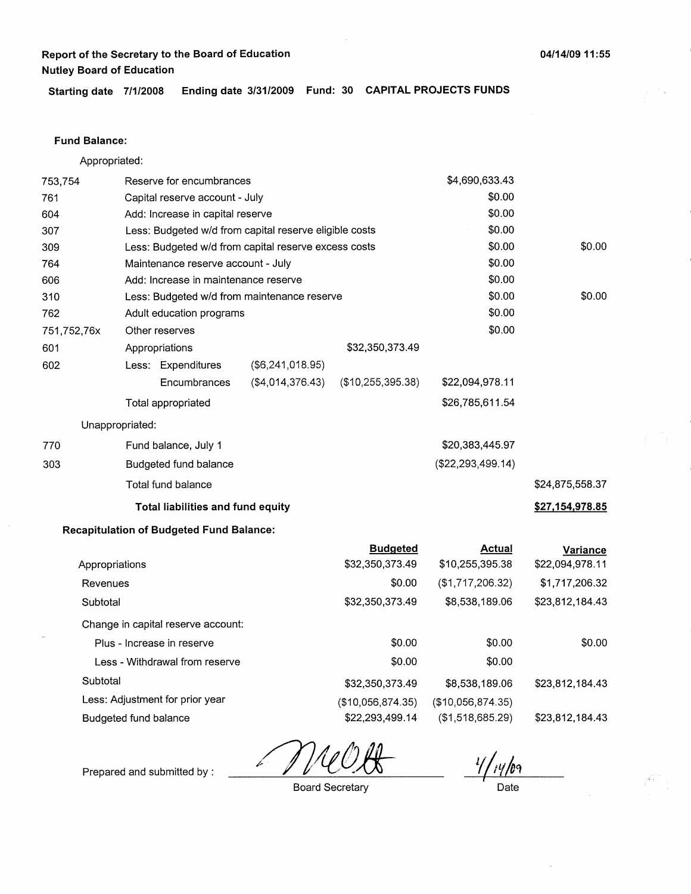**Report of the Secretary to the Board of Education**
**Nutley Board of Education**

04/14/09 11:55

**Starting date** 7/1/2008 **Ending date** 3/31/2009 **Fund:** 30 **CAPITAL PROJECTS FUNDS**

**Fund Balance:**

Appropriated:

| Code | Description | | | | |
|---|---|---|---|---|---|
| 753,754 | Reserve for encumbrances | | | $4,690,633.43 | |
| 761 | Capital reserve account - July | | | $0.00 | |
| 604 | Add: Increase in capital reserve | | | $0.00 | |
| 307 | Less: Budgeted w/d from capital reserve eligible costs | | | $0.00 | |
| 309 | Less: Budgeted w/d from capital reserve excess costs | | | $0.00 | $0.00 |
| 764 | Maintenance reserve account - July | | | $0.00 | |
| 606 | Add: Increase in maintenance reserve | | | $0.00 | |
| 310 | Less: Budgeted w/d from maintenance reserve | | | $0.00 | $0.00 |
| 762 | Adult education programs | | | $0.00 | |
| 751,752,76x | Other reserves | | | $0.00 | |
| 601 | Appropriations | | $32,350,373.49 | | |
| 602 | Less: Expenditures | ($6,241,018.95) | | | |
| | Encumbrances | ($4,014,376.43) | ($10,255,395.38) | $22,094,978.11 | |
| | Total appropriated | | | $26,785,611.54 | |
| | Unappropriated: | | | | |
| 770 | Fund balance, July 1 | | | $20,383,445.97 | |
| 303 | Budgeted fund balance | | | ($22,293,499.14) | |
| | Total fund balance | | | | $24,875,558.37 |
| | **Total liabilities and fund equity** | | | | **$27,154,978.85** |

**Recapitulation of Budgeted Fund Balance:**

| | Budgeted | Actual | Variance |
|---|---|---|---|
| Appropriations | $32,350,373.49 | $10,255,395.38 | $22,094,978.11 |
| Revenues | $0.00 | ($1,717,206.32) | $1,717,206.32 |
| Subtotal | $32,350,373.49 | $8,538,189.06 | $23,812,184.43 |
| Change in capital reserve account: | | | |
| Plus - Increase in reserve | $0.00 | $0.00 | $0.00 |
| Less - Withdrawal from reserve | $0.00 | $0.00 | |
| Subtotal | $32,350,373.49 | $8,538,189.06 | $23,812,184.43 |
| Less: Adjustment for prior year | ($10,056,874.35) | ($10,056,874.35) | |
| Budgeted fund balance | $22,293,499.14 | ($1,518,685.29) | $23,812,184.43 |

Prepared and submitted by : _[signature]_ Board Secretary 4/14/09 Date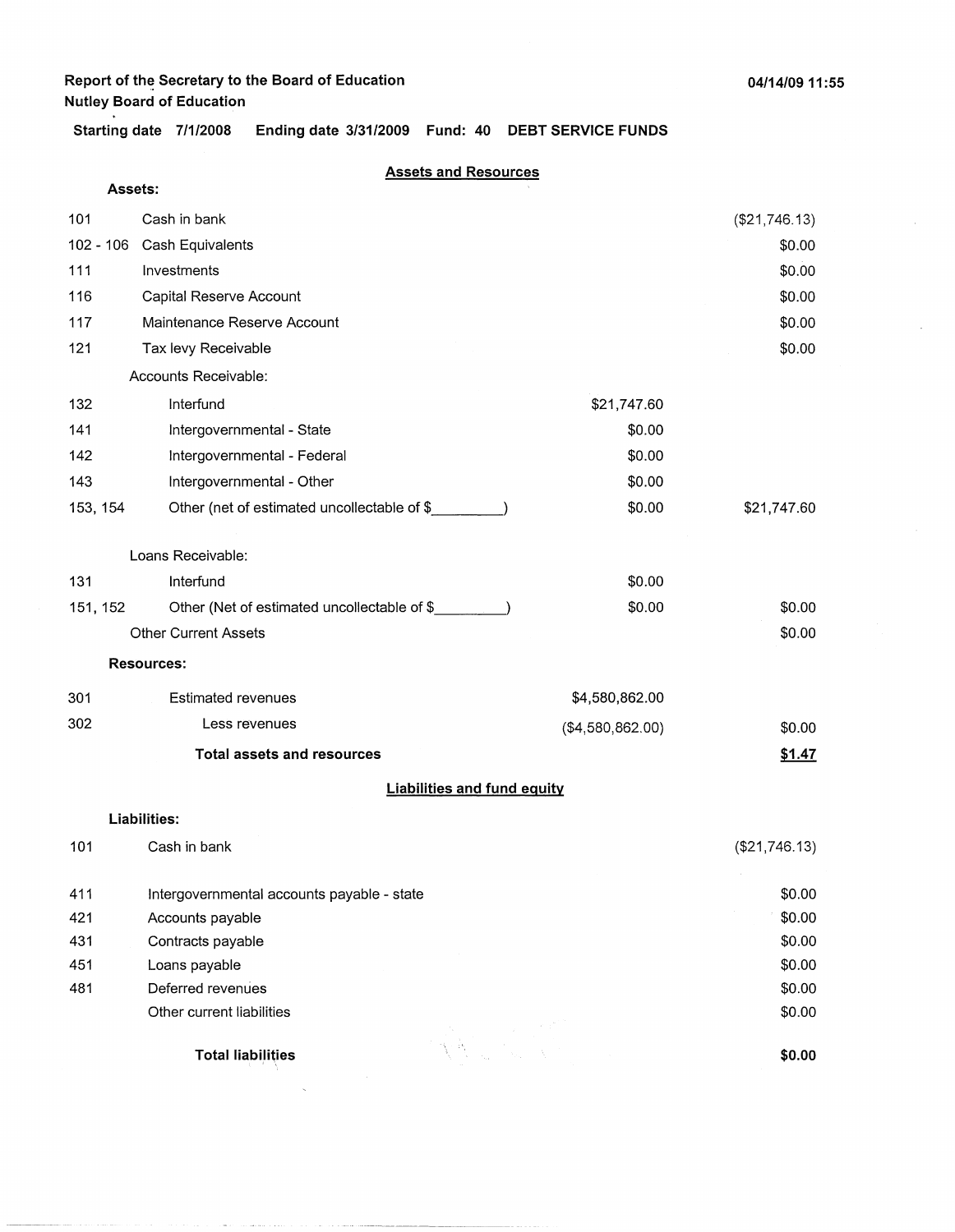**Report of the Secretary to the Board of Education**
**Nutley Board of Education**

**04/14/09 11:55**

**Starting date 7/1/2008 Ending date 3/31/2009 Fund: 40 DEBT SERVICE FUNDS**

## Assets and Resources

| | | | |
|---|---|---|---|
| **Assets:** | | | |
| 101 | Cash in bank | | ($21,746.13) |
| 102 - 106 | Cash Equivalents | | $0.00 |
| 111 | Investments | | $0.00 |
| 116 | Capital Reserve Account | | $0.00 |
| 117 | Maintenance Reserve Account | | $0.00 |
| 121 | Tax levy Receivable | | $0.00 |
| | Accounts Receivable: | | |
| 132 | Interfund | $21,747.60 | |
| 141 | Intergovernmental - State | $0.00 | |
| 142 | Intergovernmental - Federal | $0.00 | |
| 143 | Intergovernmental - Other | $0.00 | |
| 153, 154 | Other (net of estimated uncollectable of $________) | $0.00 | $21,747.60 |
| | Loans Receivable: | | |
| 131 | Interfund | $0.00 | |
| 151, 152 | Other (Net of estimated uncollectable of $________) | $0.00 | $0.00 |
| | Other Current Assets | | $0.00 |
| **Resources:** | | | |
| 301 | Estimated revenues | $4,580,862.00 | |
| 302 | Less revenues | ($4,580,862.00) | $0.00 |
| | **Total assets and resources** | | **$1.47** |

## Liabilities and fund equity

| | | |
|---|---|---|
| **Liabilities:** | | |
| 101 | Cash in bank | ($21,746.13) |
| 411 | Intergovernmental accounts payable - state | $0.00 |
| 421 | Accounts payable | $0.00 |
| 431 | Contracts payable | $0.00 |
| 451 | Loans payable | $0.00 |
| 481 | Deferred revenues | $0.00 |
| | Other current liabilities | $0.00 |
| | **Total liabilities** | **$0.00** |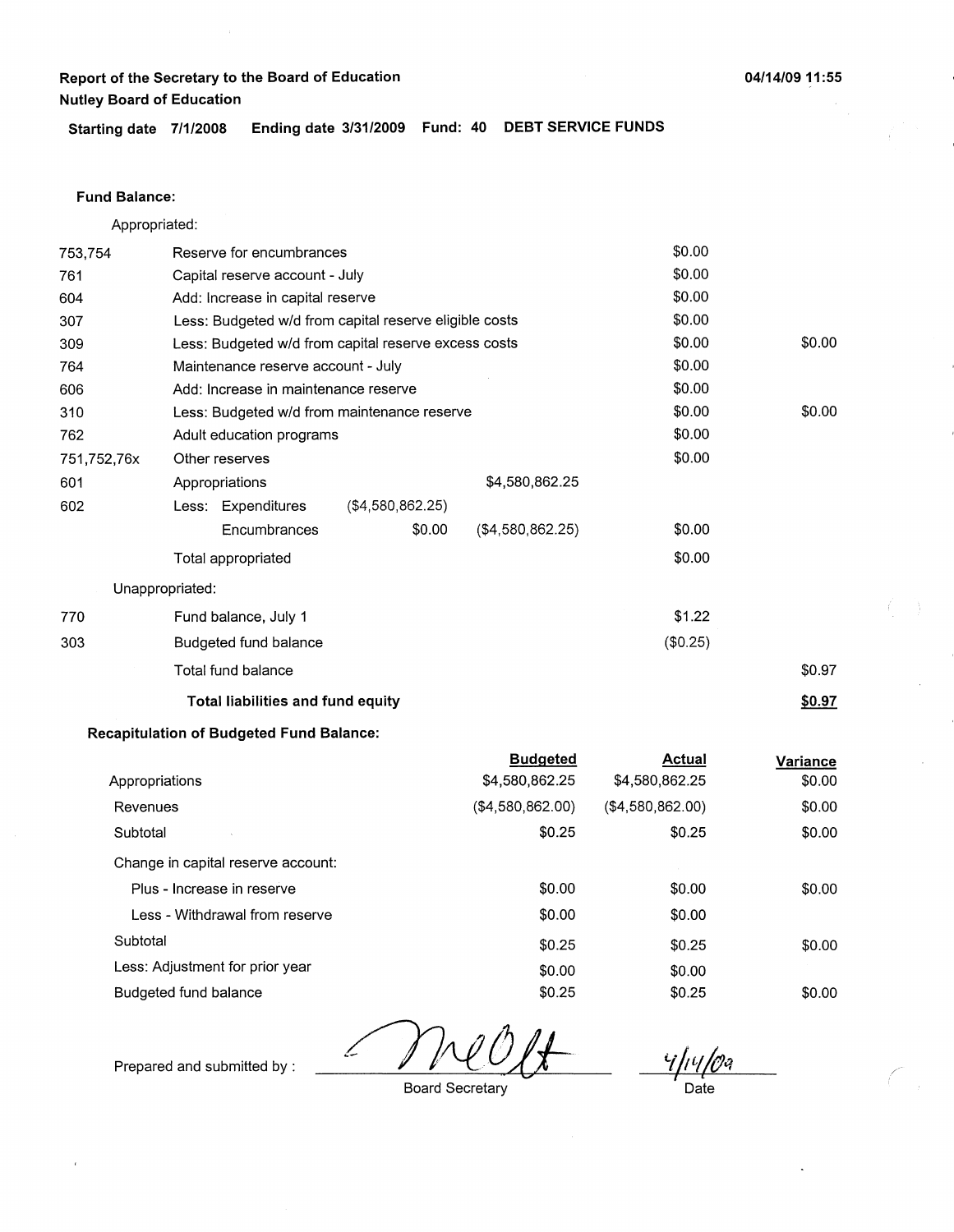**Report of the Secretary to the Board of Education**
**Nutley Board of Education**

04/14/09 11:55

**Starting date 7/1/2008 Ending date 3/31/2009 Fund: 40 DEBT SERVICE FUNDS**

**Fund Balance:**

Appropriated:

| | | | | | |
|---|---|---|---|---|---|
| 753,754 | Reserve for encumbrances | | | $0.00 | |
| 761 | Capital reserve account - July | | | $0.00 | |
| 604 | Add: Increase in capital reserve | | | $0.00 | |
| 307 | Less: Budgeted w/d from capital reserve eligible costs | | | $0.00 | |
| 309 | Less: Budgeted w/d from capital reserve excess costs | | | $0.00 | $0.00 |
| 764 | Maintenance reserve account - July | | | $0.00 | |
| 606 | Add: Increase in maintenance reserve | | | $0.00 | |
| 310 | Less: Budgeted w/d from maintenance reserve | | | $0.00 | $0.00 |
| 762 | Adult education programs | | | $0.00 | |
| 751,752,76x | Other reserves | | | $0.00 | |
| 601 | Appropriations | | $4,580,862.25 | | |
| 602 | Less: Expenditures | ($4,580,862.25) | | | |
| | Encumbrances | $0.00 | ($4,580,862.25) | $0.00 | |
| | Total appropriated | | | $0.00 | |

Unappropriated:

| | | | |
|---|---|---|---|
| 770 | Fund balance, July 1 | $1.22 | |
| 303 | Budgeted fund balance | ($0.25) | |
| | Total fund balance | | $0.97 |
| | **Total liabilities and fund equity** | | **$0.97** |

**Recapitulation of Budgeted Fund Balance:**

| | Budgeted | Actual | Variance |
|---|---|---|---|
| Appropriations | $4,580,862.25 | $4,580,862.25 | $0.00 |
| Revenues | ($4,580,862.00) | ($4,580,862.00) | $0.00 |
| Subtotal | $0.25 | $0.25 | $0.00 |
| Change in capital reserve account: | | | |
| Plus - Increase in reserve | $0.00 | $0.00 | $0.00 |
| Less - Withdrawal from reserve | $0.00 | $0.00 | |
| Subtotal | $0.25 | $0.25 | $0.00 |
| Less: Adjustment for prior year | $0.00 | $0.00 | |
| Budgeted fund balance | $0.25 | $0.25 | $0.00 |

Prepared and submitted by : *[signature]* 4/14/09

Board Secretary Date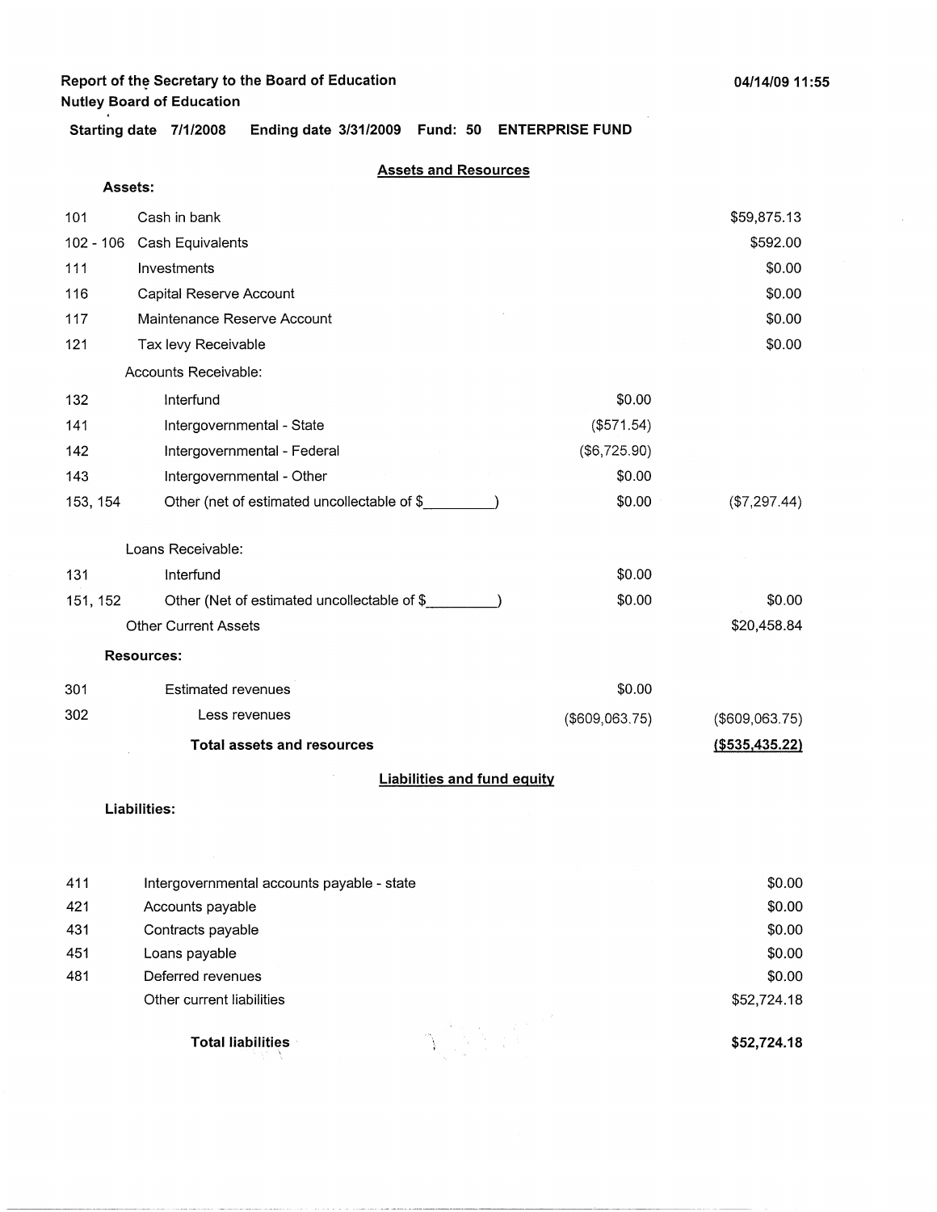Report of the Secretary to the Board of Education
Nutley Board of Education

04/14/09 11:55

**Starting date 7/1/2008 Ending date 3/31/2009 Fund: 50 ENTERPRISE FUND**

## Assets and Resources

**Assets:**

| Code | Description | | |
|---|---|---|---|
| 101 | Cash in bank | | $59,875.13 |
| 102 - 106 | Cash Equivalents | | $592.00 |
| 111 | Investments | | $0.00 |
| 116 | Capital Reserve Account | | $0.00 |
| 117 | Maintenance Reserve Account | | $0.00 |
| 121 | Tax levy Receivable | | $0.00 |
| | Accounts Receivable: | | |
| 132 | Interfund | $0.00 | |
| 141 | Intergovernmental - State | ($571.54) | |
| 142 | Intergovernmental - Federal | ($6,725.90) | |
| 143 | Intergovernmental - Other | $0.00 | |
| 153, 154 | Other (net of estimated uncollectable of $_________) | $0.00 | ($7,297.44) |
| | Loans Receivable: | | |
| 131 | Interfund | $0.00 | |
| 151, 152 | Other (Net of estimated uncollectable of $_________) | $0.00 | $0.00 |
| | Other Current Assets | | $20,458.84 |

**Resources:**

| Code | Description | | |
|---|---|---|---|
| 301 | Estimated revenues | $0.00 | |
| 302 | Less revenues | ($609,063.75) | ($609,063.75) |
| | **Total assets and resources** | | **($535,435.22)** |

## Liabilities and fund equity

**Liabilities:**

| Code | Description | |
|---|---|---|
| 411 | Intergovernmental accounts payable - state | $0.00 |
| 421 | Accounts payable | $0.00 |
| 431 | Contracts payable | $0.00 |
| 451 | Loans payable | $0.00 |
| 481 | Deferred revenues | $0.00 |
| | Other current liabilities | $52,724.18 |
| | **Total liabilities** | **$52,724.18** |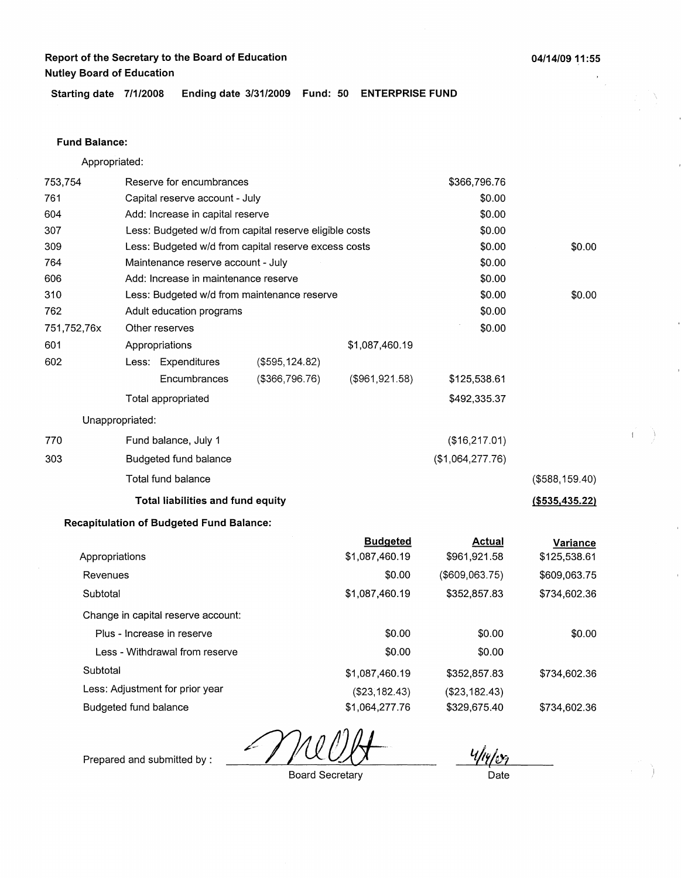**Report of the Secretary to the Board of Education**
**Nutley Board of Education**

04/14/09 11:55

**Starting date 7/1/2008 Ending date 3/31/2009 Fund: 50 ENTERPRISE FUND**

**Fund Balance:**

Appropriated:

| | | | | | |
|---|---|---|---|---|---|
| 753,754 | Reserve for encumbrances | | | $366,796.76 | |
| 761 | Capital reserve account - July | | | $0.00 | |
| 604 | Add: Increase in capital reserve | | | $0.00 | |
| 307 | Less: Budgeted w/d from capital reserve eligible costs | | | $0.00 | |
| 309 | Less: Budgeted w/d from capital reserve excess costs | | | $0.00 | $0.00 |
| 764 | Maintenance reserve account - July | | | $0.00 | |
| 606 | Add: Increase in maintenance reserve | | | $0.00 | |
| 310 | Less: Budgeted w/d from maintenance reserve | | | $0.00 | $0.00 |
| 762 | Adult education programs | | | $0.00 | |
| 751,752,76x | Other reserves | | | $0.00 | |
| 601 | Appropriations | | $1,087,460.19 | | |
| 602 | Less: Expenditures | ($595,124.82) | | | |
| | Encumbrances | ($366,796.76) | ($961,921.58) | $125,538.61 | |
| | Total appropriated | | | $492,335.37 | |
| | Unappropriated: | | | | |
| 770 | Fund balance, July 1 | | | ($16,217.01) | |
| 303 | Budgeted fund balance | | | ($1,064,277.76) | |
| | Total fund balance | | | | ($588,159.40) |
| | **Total liabilities and fund equity** | | | | **($535,435.22)** |

**Recapitulation of Budgeted Fund Balance:**

| | Budgeted | Actual | Variance |
|---|---|---|---|
| Appropriations | $1,087,460.19 | $961,921.58 | $125,538.61 |
| Revenues | $0.00 | ($609,063.75) | $609,063.75 |
| Subtotal | $1,087,460.19 | $352,857.83 | $734,602.36 |
| Change in capital reserve account: | | | |
| Plus - Increase in reserve | $0.00 | $0.00 | $0.00 |
| Less - Withdrawal from reserve | $0.00 | $0.00 | |
| Subtotal | $1,087,460.19 | $352,857.83 | $734,602.36 |
| Less: Adjustment for prior year | ($23,182.43) | ($23,182.43) | |
| Budgeted fund balance | $1,064,277.76 | $329,675.40 | $734,602.36 |

Prepared and submitted by : _______________ Board Secretary

4/14/09 Date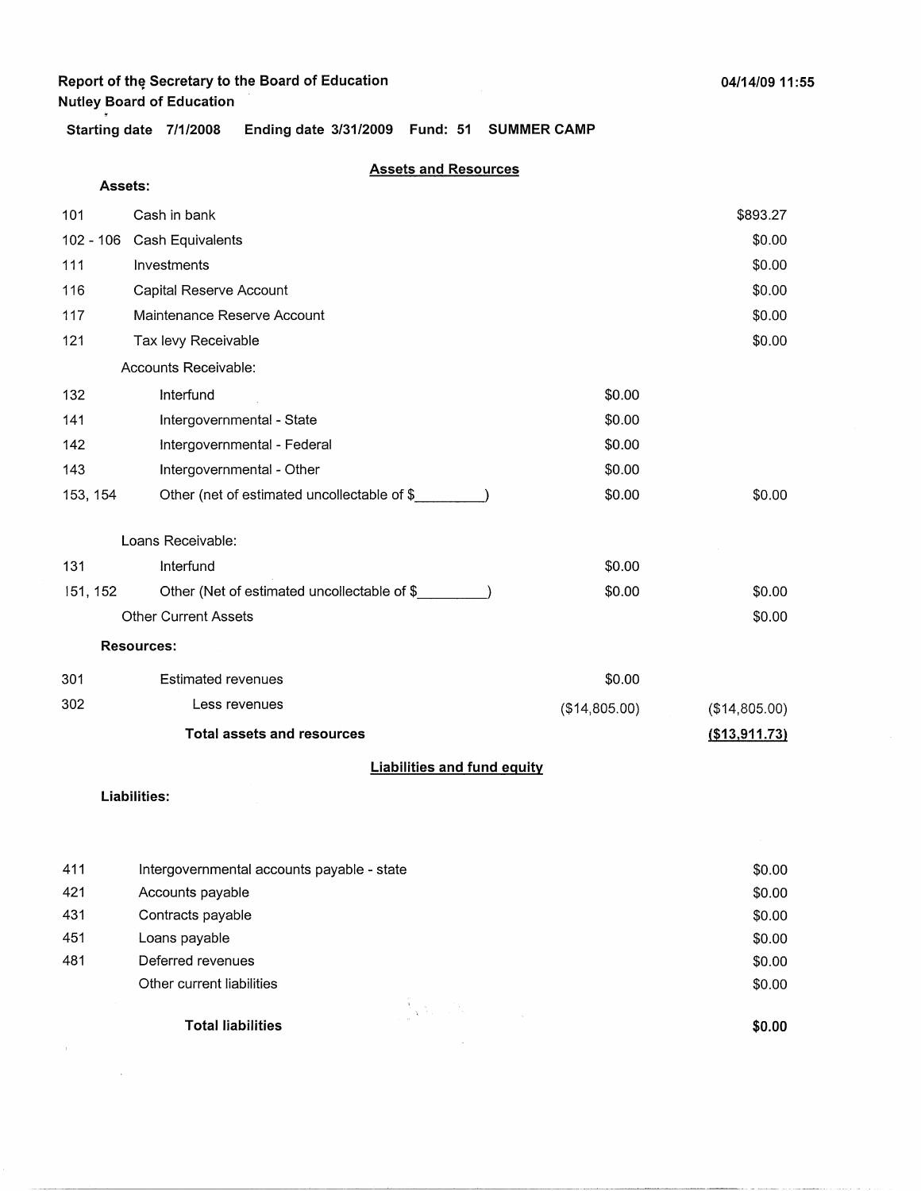**Report of the Secretary to the Board of Education**
**Nutley Board of Education**

**04/14/09 11:55**

**Starting date 7/1/2008 Ending date 3/31/2009 Fund: 51 SUMMER CAMP**

## Assets and Resources

**Assets:**

| Code | Description | | |
|---|---|---|---|
| 101 | Cash in bank | | $893.27 |
| 102 - 106 | Cash Equivalents | | $0.00 |
| 111 | Investments | | $0.00 |
| 116 | Capital Reserve Account | | $0.00 |
| 117 | Maintenance Reserve Account | | $0.00 |
| 121 | Tax levy Receivable | | $0.00 |
| | Accounts Receivable: | | |
| 132 | Interfund | $0.00 | |
| 141 | Intergovernmental - State | $0.00 | |
| 142 | Intergovernmental - Federal | $0.00 | |
| 143 | Intergovernmental - Other | $0.00 | |
| 153, 154 | Other (net of estimated uncollectable of $_________) | $0.00 | $0.00 |
| | Loans Receivable: | | |
| 131 | Interfund | $0.00 | |
| 151, 152 | Other (Net of estimated uncollectable of $_________) | $0.00 | $0.00 |
| | Other Current Assets | | $0.00 |

**Resources:**

| Code | Description | | |
|---|---|---|---|
| 301 | Estimated revenues | $0.00 | |
| 302 | Less revenues | ($14,805.00) | ($14,805.00) |
| | **Total assets and resources** | | **($13,911.73)** |

## Liabilities and fund equity

**Liabilities:**

| Code | Description | |
|---|---|---|
| 411 | Intergovernmental accounts payable - state | $0.00 |
| 421 | Accounts payable | $0.00 |
| 431 | Contracts payable | $0.00 |
| 451 | Loans payable | $0.00 |
| 481 | Deferred revenues | $0.00 |
| | Other current liabilities | $0.00 |
| | **Total liabilities** | **$0.00** |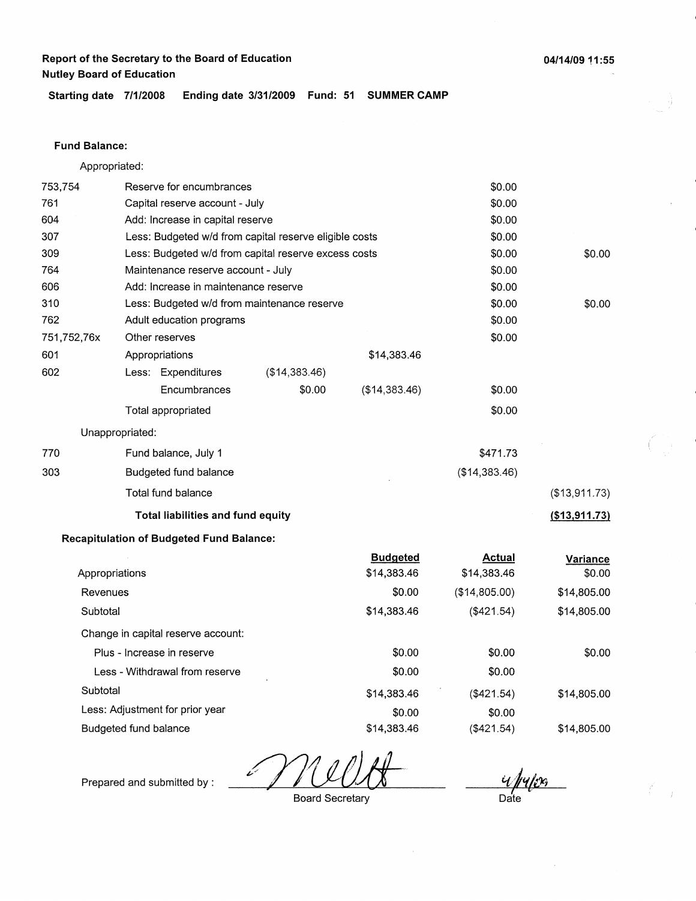**Report of the Secretary to the Board of Education**
**Nutley Board of Education**

04/14/09 11:55

**Starting date 7/1/2008 Ending date 3/31/2009 Fund: 51 SUMMER CAMP**

**Fund Balance:**

Appropriated:

| | | | | | |
|---|---|---|---|---|---|
| 753,754 | Reserve for encumbrances | | | $0.00 | |
| 761 | Capital reserve account - July | | | $0.00 | |
| 604 | Add: Increase in capital reserve | | | $0.00 | |
| 307 | Less: Budgeted w/d from capital reserve eligible costs | | | $0.00 | |
| 309 | Less: Budgeted w/d from capital reserve excess costs | | | $0.00 | $0.00 |
| 764 | Maintenance reserve account - July | | | $0.00 | |
| 606 | Add: Increase in maintenance reserve | | | $0.00 | |
| 310 | Less: Budgeted w/d from maintenance reserve | | | $0.00 | $0.00 |
| 762 | Adult education programs | | | $0.00 | |
| 751,752,76x | Other reserves | | | $0.00 | |
| 601 | Appropriations | | $14,383.46 | | |
| 602 | Less: Expenditures | ($14,383.46) | | | |
| | Encumbrances | $0.00 | ($14,383.46) | $0.00 | |
| | Total appropriated | | | $0.00 | |

Unappropriated:

| | | | |
|---|---|---|---|
| 770 | Fund balance, July 1 | $471.73 | |
| 303 | Budgeted fund balance | ($14,383.46) | |
| | Total fund balance | | ($13,911.73) |
| | **Total liabilities and fund equity** | | **($13,911.73)** |

**Recapitulation of Budgeted Fund Balance:**

| | Budgeted | Actual | Variance |
|---|---|---|---|
| Appropriations | $14,383.46 | $14,383.46 | $0.00 |
| Revenues | $0.00 | ($14,805.00) | $14,805.00 |
| Subtotal | $14,383.46 | ($421.54) | $14,805.00 |
| Change in capital reserve account: | | | |
| Plus - Increase in reserve | $0.00 | $0.00 | $0.00 |
| Less - Withdrawal from reserve | $0.00 | $0.00 | |
| Subtotal | $14,383.46 | ($421.54) | $14,805.00 |
| Less: Adjustment for prior year | $0.00 | $0.00 | |
| Budgeted fund balance | $14,383.46 | ($421.54) | $14,805.00 |

Prepared and submitted by : _____________________ Board Secretary

4/14/09 Date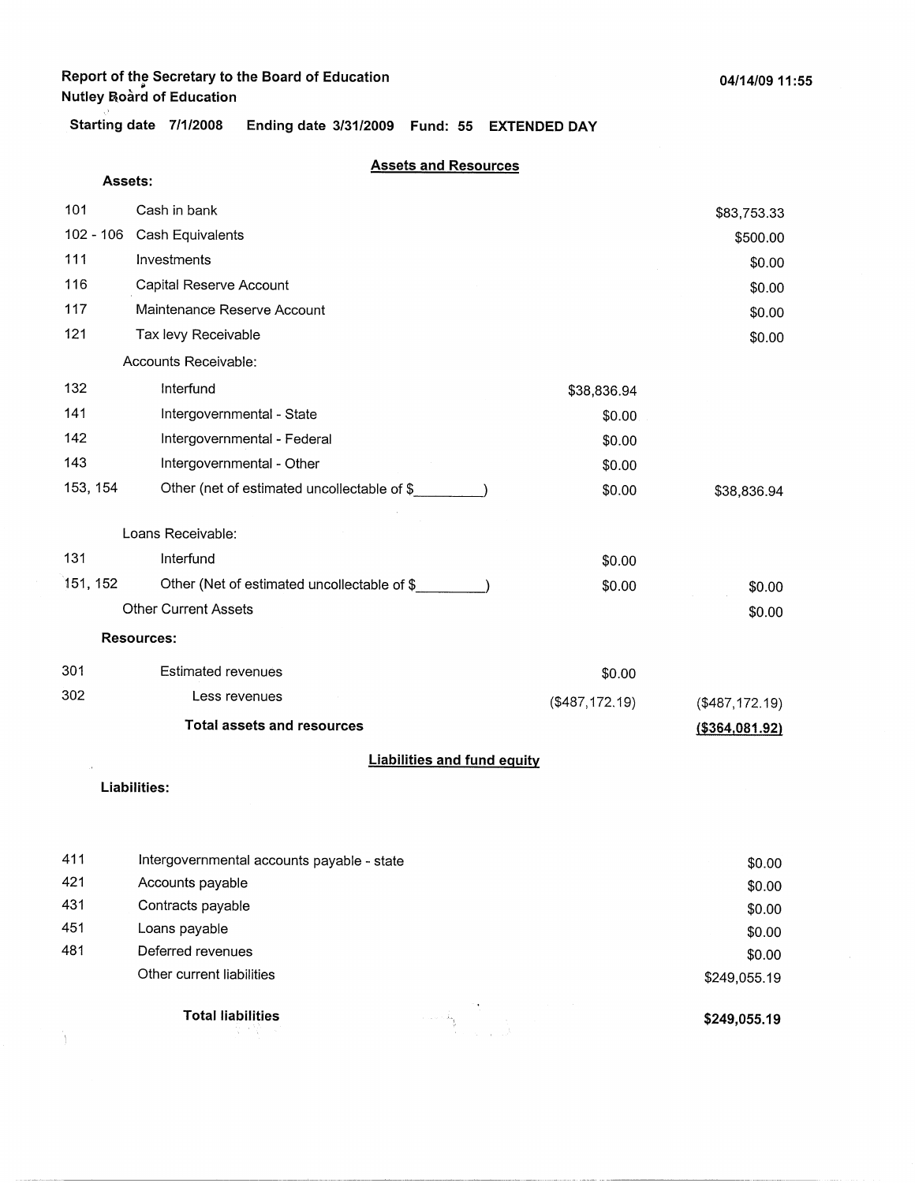Report of the Secretary to the Board of Education
Nutley Board of Education

04/14/09 11:55

**Starting date** 7/1/2008 **Ending date** 3/31/2009 **Fund:** 55 **EXTENDED DAY**

## Assets and Resources

**Assets:**

| Code | Description | | Amount |
|---|---|---|---|
| 101 | Cash in bank | | $83,753.33 |
| 102 - 106 | Cash Equivalents | | $500.00 |
| 111 | Investments | | $0.00 |
| 116 | Capital Reserve Account | | $0.00 |
| 117 | Maintenance Reserve Account | | $0.00 |
| 121 | Tax levy Receivable | | $0.00 |
| | Accounts Receivable: | | |
| 132 | Interfund | $38,836.94 | |
| 141 | Intergovernmental - State | $0.00 | |
| 142 | Intergovernmental - Federal | $0.00 | |
| 143 | Intergovernmental - Other | $0.00 | |
| 153, 154 | Other (net of estimated uncollectable of $_________) | $0.00 | $38,836.94 |
| | Loans Receivable: | | |
| 131 | Interfund | $0.00 | |
| 151, 152 | Other (Net of estimated uncollectable of $_________) | $0.00 | $0.00 |
| | Other Current Assets | | $0.00 |

**Resources:**

| Code | Description | | Amount |
|---|---|---|---|
| 301 | Estimated revenues | $0.00 | |
| 302 | Less revenues | ($487,172.19) | ($487,172.19) |
| | **Total assets and resources** | | **($364,081.92)** |

## Liabilities and fund equity

**Liabilities:**

| Code | Description | Amount |
|---|---|---|
| 411 | Intergovernmental accounts payable - state | $0.00 |
| 421 | Accounts payable | $0.00 |
| 431 | Contracts payable | $0.00 |
| 451 | Loans payable | $0.00 |
| 481 | Deferred revenues | $0.00 |
| | Other current liabilities | $249,055.19 |
| | **Total liabilities** | **$249,055.19** |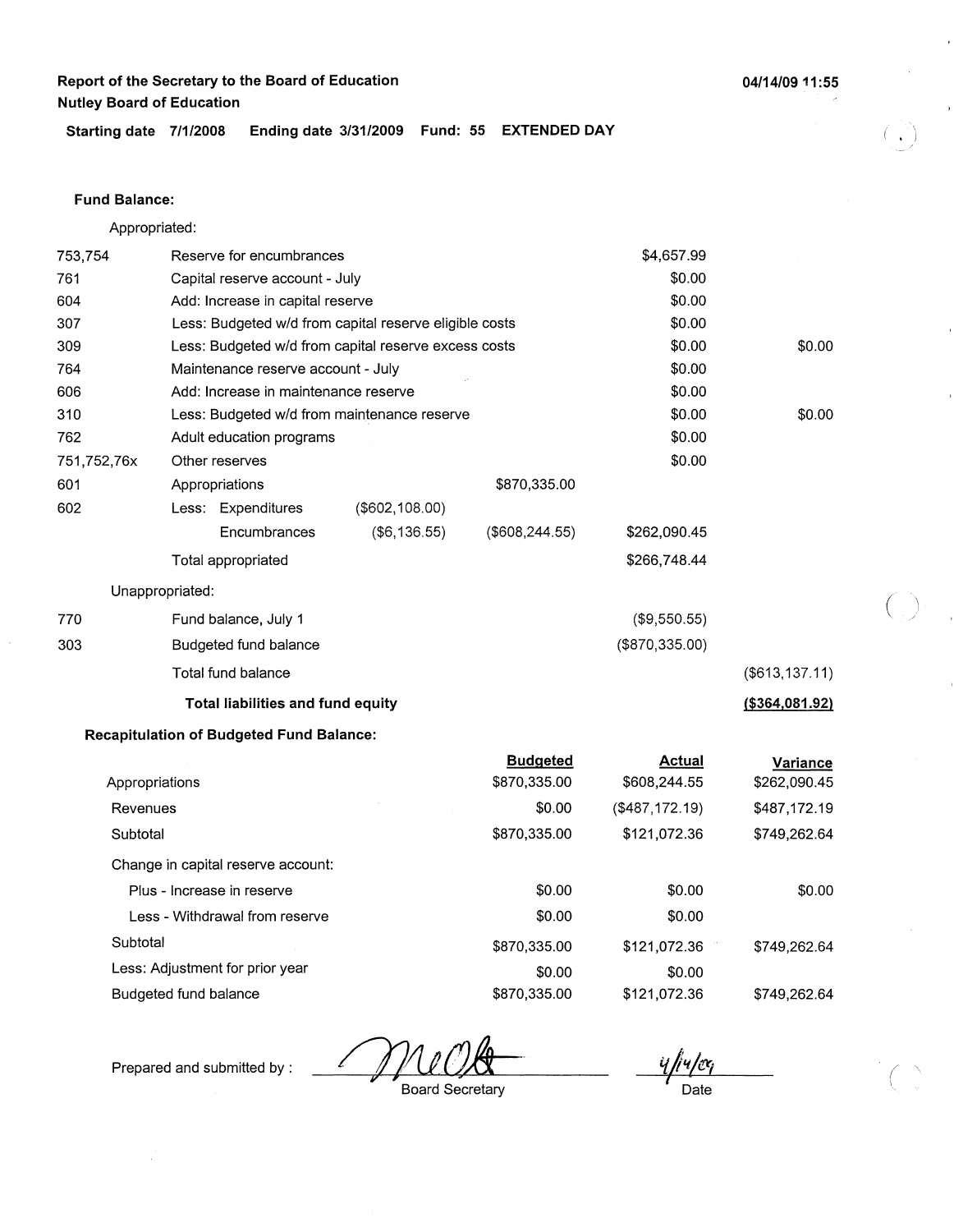Report of the Secretary to the Board of Education
Nutley Board of Education

04/14/09 11:55

**Starting date** 7/1/2008 **Ending date** 3/31/2009 **Fund: 55 EXTENDED DAY**

**Fund Balance:**

Appropriated:

| | | | | | |
|---|---|---|---|---|---|
| 753,754 | Reserve for encumbrances | | | $4,657.99 | |
| 761 | Capital reserve account - July | | | $0.00 | |
| 604 | Add: Increase in capital reserve | | | $0.00 | |
| 307 | Less: Budgeted w/d from capital reserve eligible costs | | | $0.00 | |
| 309 | Less: Budgeted w/d from capital reserve excess costs | | | $0.00 | $0.00 |
| 764 | Maintenance reserve account - July | | | $0.00 | |
| 606 | Add: Increase in maintenance reserve | | | $0.00 | |
| 310 | Less: Budgeted w/d from maintenance reserve | | | $0.00 | $0.00 |
| 762 | Adult education programs | | | $0.00 | |
| 751,752,76x | Other reserves | | | $0.00 | |
| 601 | Appropriations | | $870,335.00 | | |
| 602 | Less: Expenditures | ($602,108.00) | | | |
| | Encumbrances | ($6,136.55) | ($608,244.55) | $262,090.45 | |
| | Total appropriated | | | $266,748.44 | |

Unappropriated:

| | | | |
|---|---|---|---|
| 770 | Fund balance, July 1 | ($9,550.55) | |
| 303 | Budgeted fund balance | ($870,335.00) | |
| | Total fund balance | | ($613,137.11) |
| | **Total liabilities and fund equity** | | **($364,081.92)** |

**Recapitulation of Budgeted Fund Balance:**

| | Budgeted | Actual | Variance |
|---|---|---|---|
| Appropriations | $870,335.00 | $608,244.55 | $262,090.45 |
| Revenues | $0.00 | ($487,172.19) | $487,172.19 |
| Subtotal | $870,335.00 | $121,072.36 | $749,262.64 |
| Change in capital reserve account: | | | |
| Plus - Increase in reserve | $0.00 | $0.00 | $0.00 |
| Less - Withdrawal from reserve | $0.00 | $0.00 | |
| Subtotal | $870,335.00 | $121,072.36 | $749,262.64 |
| Less: Adjustment for prior year | $0.00 | $0.00 | |
| Budgeted fund balance | $870,335.00 | $121,072.36 | $749,262.64 |

Prepared and submitted by : _[signature]_ Board Secretary 4/14/09 Date